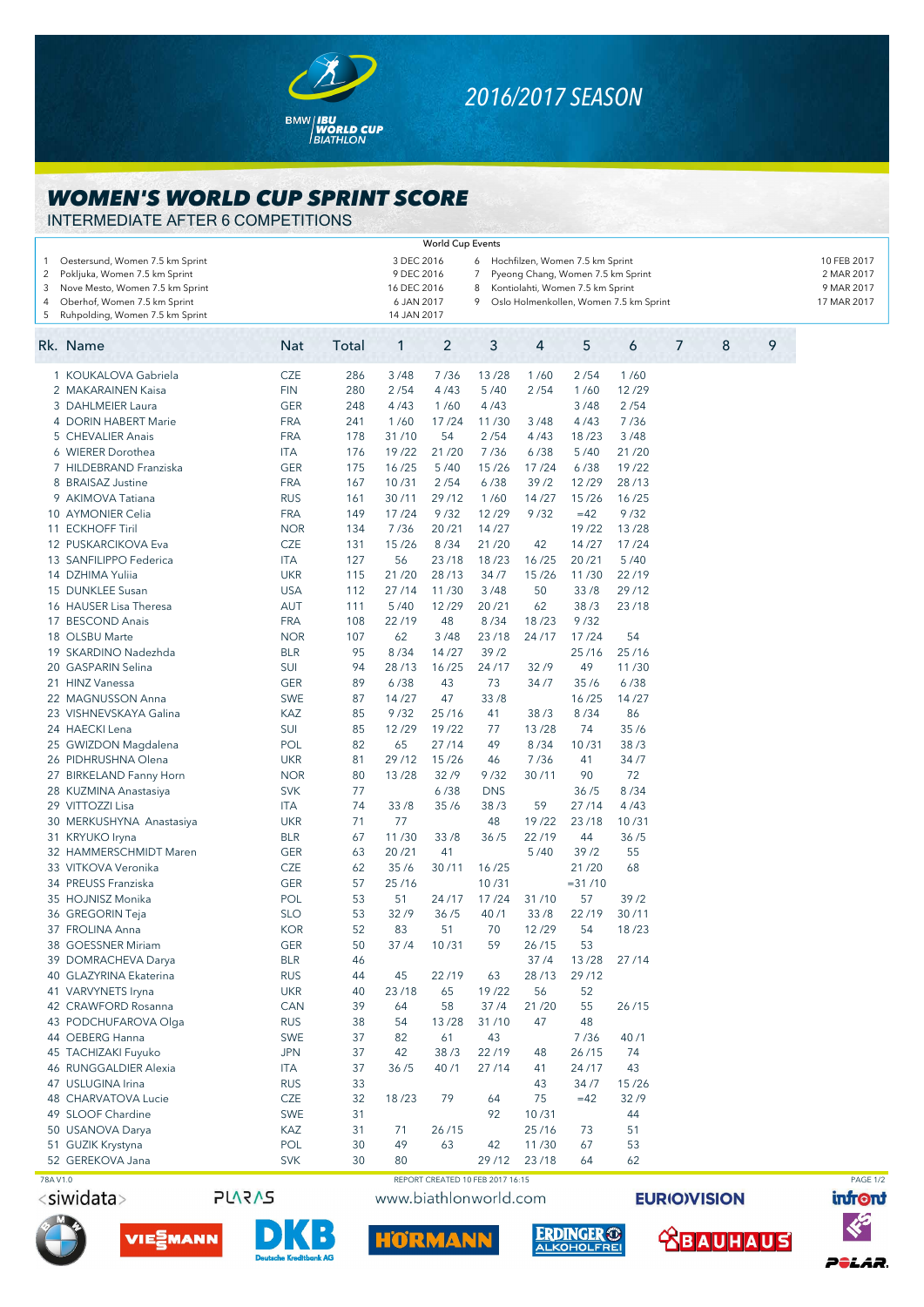# WOMEN'S WORLD CUP SPRINT SCORE

INTERMEDIATE AFTER 6 COMPETITIONS

**2016/2017 SEASON**

| World Cup Events | | | | |
|---|---|---|---|---|
| 1 | Oestersund, Women 7.5 km Sprint | 3 DEC 2016 | 6 Hochfilzen, Women 7.5 km Sprint | 10 FEB 2017 |
| 2 | Pokljuka, Women 7.5 km Sprint | 9 DEC 2016 | 7 Pyeong Chang, Women 7.5 km Sprint | 2 MAR 2017 |
| 3 | Nove Mesto, Women 7.5 km Sprint | 16 DEC 2016 | 8 Kontiolahti, Women 7.5 km Sprint | 9 MAR 2017 |
| 4 | Oberhof, Women 7.5 km Sprint | 6 JAN 2017 | 9 Oslo Holmenkollen, Women 7.5 km Sprint | 17 MAR 2017 |
| 5 | Ruhpolding, Women 7.5 km Sprint | 14 JAN 2017 | | |

| Rk. | Name | Nat | Total | 1 | 2 | 3 | 4 | 5 | 6 | 7 | 8 | 9 |
|---|---|---|---|---|---|---|---|---|---|---|---|---|
| 1 | KOUKALOVA Gabriela | CZE | 286 | 3 /48 | 7 /36 | 13 /28 | 1 /60 | 2 /54 | 1 /60 | | | |
| 2 | MAKARAINEN Kaisa | FIN | 280 | 2 /54 | 4 /43 | 5 /40 | 2 /54 | 1 /60 | 12 /29 | | | |
| 3 | DAHLMEIER Laura | GER | 248 | 4 /43 | 1 /60 | 4 /43 | | 3 /48 | 2 /54 | | | |
| 4 | DORIN HABERT Marie | FRA | 241 | 1 /60 | 17 /24 | 11 /30 | 3 /48 | 4 /43 | 7 /36 | | | |
| 5 | CHEVALIER Anais | FRA | 178 | 31 /10 | 54 | 2 /54 | 4 /43 | 18 /23 | 3 /48 | | | |
| 6 | WIERER Dorothea | ITA | 176 | 19 /22 | 21 /20 | 7 /36 | 6 /38 | 5 /40 | 21 /20 | | | |
| 7 | HILDEBRAND Franziska | GER | 175 | 16 /25 | 5 /40 | 15 /26 | 17 /24 | 6 /38 | 19 /22 | | | |
| 8 | BRAISAZ Justine | FRA | 167 | 10 /31 | 2 /54 | 6 /38 | 39 /2 | 12 /29 | 28 /13 | | | |
| 9 | AKIMOVA Tatiana | RUS | 161 | 30 /11 | 29 /12 | 1 /60 | 14 /27 | 15 /26 | 16 /25 | | | |
| 10 | AYMONIER Celia | FRA | 149 | 17 /24 | 9 /32 | 12 /29 | 9 /32 | =42 | 9 /32 | | | |
| 11 | ECKHOFF Tiril | NOR | 134 | 7 /36 | 20 /21 | 14 /27 | | 19 /22 | 13 /28 | | | |
| 12 | PUSKARCIKOVA Eva | CZE | 131 | 15 /26 | 8 /34 | 21 /20 | 42 | 14 /27 | 17 /24 | | | |
| 13 | SANFILIPPO Federica | ITA | 127 | 56 | 23 /18 | 18 /23 | 16 /25 | 20 /21 | 5 /40 | | | |
| 14 | DZHIMA Yuliia | UKR | 115 | 21 /20 | 28 /13 | 34 /7 | 15 /26 | 11 /30 | 22 /19 | | | |
| 15 | DUNKLEE Susan | USA | 112 | 27 /14 | 11 /30 | 3 /48 | 50 | 33 /8 | 29 /12 | | | |
| 16 | HAUSER Lisa Theresa | AUT | 111 | 5 /40 | 12 /29 | 20 /21 | 62 | 38 /3 | 23 /18 | | | |
| 17 | BESCOND Anais | FRA | 108 | 22 /19 | 48 | 8 /34 | 18 /23 | 9 /32 | | | | |
| 18 | OLSBU Marte | NOR | 107 | 62 | 3 /48 | 23 /18 | 24 /17 | 17 /24 | 54 | | | |
| 19 | SKARDINO Nadezhda | BLR | 95 | 8 /34 | 14 /27 | 39 /2 | | 25 /16 | 25 /16 | | | |
| 20 | GASPARIN Selina | SUI | 94 | 28 /13 | 16 /25 | 24 /17 | 32 /9 | 49 | 11 /30 | | | |
| 21 | HINZ Vanessa | GER | 89 | 6 /38 | 43 | 73 | 34 /7 | 35 /6 | 6 /38 | | | |
| 22 | MAGNUSSON Anna | SWE | 87 | 14 /27 | 47 | 33 /8 | | 16 /25 | 14 /27 | | | |
| 23 | VISHNEVSKAYA Galina | KAZ | 85 | 9 /32 | 25 /16 | 41 | 38 /3 | 8 /34 | 86 | | | |
| 24 | HAECKI Lena | SUI | 85 | 12 /29 | 19 /22 | 77 | 13 /28 | 74 | 35 /6 | | | |
| 25 | GWIZDON Magdalena | POL | 82 | 65 | 27 /14 | 49 | 8 /34 | 10 /31 | 38 /3 | | | |
| 26 | PIDHRUSHNA Olena | UKR | 81 | 29 /12 | 15 /26 | 46 | 7 /36 | 41 | 34 /7 | | | |
| 27 | BIRKELAND Fanny Horn | NOR | 80 | 13 /28 | 32 /9 | 9 /32 | 30 /11 | 90 | 72 | | | |
| 28 | KUZMINA Anastasiya | SVK | 77 | | 6 /38 | DNS | | 36 /5 | 8 /34 | | | |
| 29 | VITTOZZI Lisa | ITA | 74 | 33 /8 | 35 /6 | 38 /3 | 59 | 27 /14 | 4 /43 | | | |
| 30 | MERKUSHYNA Anastasiya | UKR | 71 | 77 | | 48 | 19 /22 | 23 /18 | 10 /31 | | | |
| 31 | KRYUKO Iryna | BLR | 67 | 11 /30 | 33 /8 | 36 /5 | 22 /19 | 44 | 36 /5 | | | |
| 32 | HAMMERSCHMIDT Maren | GER | 63 | 20 /21 | 41 | | 5 /40 | 39 /2 | 55 | | | |
| 33 | VITKOVA Veronika | CZE | 62 | 35 /6 | 30 /11 | 16 /25 | | 21 /20 | 68 | | | |
| 34 | PREUSS Franziska | GER | 57 | 25 /16 | | 10 /31 | | =31 /10 | | | | |
| 35 | HOJNISZ Monika | POL | 53 | 51 | 24 /17 | 17 /24 | 31 /10 | 57 | 39 /2 | | | |
| 36 | GREGORIN Teja | SLO | 53 | 32 /9 | 36 /5 | 40 /1 | 33 /8 | 22 /19 | 30 /11 | | | |
| 37 | FROLINA Anna | KOR | 52 | 83 | 51 | 70 | 12 /29 | 54 | 18 /23 | | | |
| 38 | GOESSNER Miriam | GER | 50 | 37 /4 | 10 /31 | 59 | 26 /15 | 53 | | | | |
| 39 | DOMRACHEVA Darya | BLR | 46 | | | | 37 /4 | 13 /28 | 27 /14 | | | |
| 40 | GLAZYRINA Ekaterina | RUS | 44 | 45 | 22 /19 | 63 | 28 /13 | 29 /12 | | | | |
| 41 | VARVYNETS Iryna | UKR | 40 | 23 /18 | 65 | 19 /22 | 56 | 52 | | | | |
| 42 | CRAWFORD Rosanna | CAN | 39 | 64 | 58 | 37 /4 | 21 /20 | 55 | 26 /15 | | | |
| 43 | PODCHUFAROVA Olga | RUS | 38 | 54 | 13 /28 | 31 /10 | 47 | 48 | | | | |
| 44 | OEBERG Hanna | SWE | 37 | 82 | 61 | 43 | | 7 /36 | 40 /1 | | | |
| 45 | TACHIZAKI Fuyuko | JPN | 37 | 42 | 38 /3 | 22 /19 | 48 | 26 /15 | 74 | | | |
| 46 | RUNGGALDIER Alexia | ITA | 37 | 36 /5 | 40 /1 | 27 /14 | 41 | 24 /17 | 43 | | | |
| 47 | USLUGINA Irina | RUS | 33 | | | | 43 | 34 /7 | 15 /26 | | | |
| 48 | CHARVATOVA Lucie | CZE | 32 | 18 /23 | 79 | 64 | 75 | =42 | 32 /9 | | | |
| 49 | SLOOF Chardine | SWE | 31 | | | 92 | 10 /31 | | 44 | | | |
| 50 | USANOVA Darya | KAZ | 31 | 71 | 26 /15 | | 25 /16 | 73 | 51 | | | |
| 51 | GUZIK Krystyna | POL | 30 | 49 | 63 | 42 | 11 /30 | 67 | 53 | | | |
| 52 | GEREKOVA Jana | SVK | 30 | 80 | | 29 /12 | 23 /18 | 64 | 62 | | | |

78A V1.0

REPORT CREATED 10 FEB 2017 16:15

www.biathlonworld.com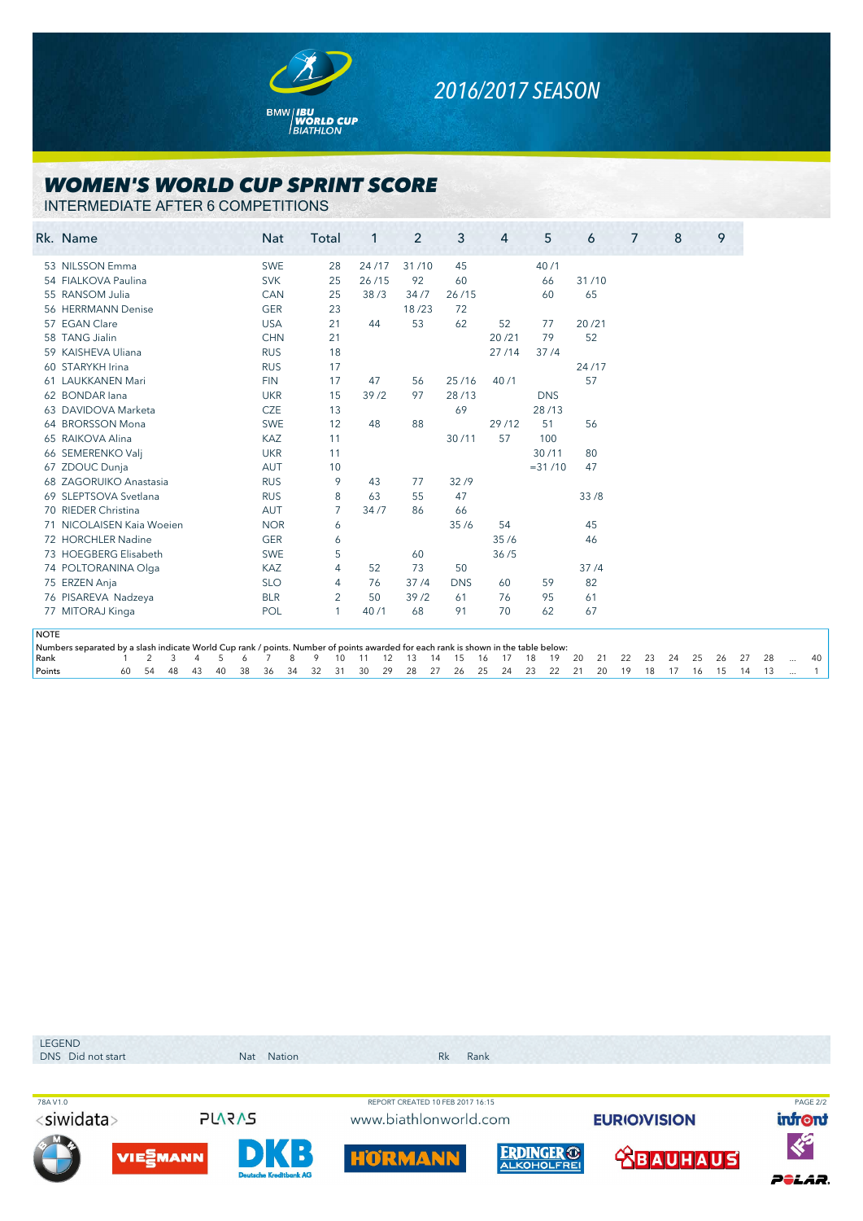# WOMEN'S WORLD CUP SPRINT SCORE

INTERMEDIATE AFTER 6 COMPETITIONS

| Rk. | Name | Nat | Total | 1 | 2 | 3 | 4 | 5 | 6 | 7 | 8 | 9 |
|---|---|---|---|---|---|---|---|---|---|---|---|---|
| 53 | NILSSON Emma | SWE | 28 | 24 /17 | 31 /10 | 45 | | 40 /1 | | | | |
| 54 | FIALKOVA Paulina | SVK | 25 | 26 /15 | 92 | 60 | | 66 | 31 /10 | | | |
| 55 | RANSOM Julia | CAN | 25 | 38 /3 | 34 /7 | 26 /15 | | 60 | 65 | | | |
| 56 | HERRMANN Denise | GER | 23 | | 18 /23 | 72 | | | | | | |
| 57 | EGAN Clare | USA | 21 | 44 | 53 | 62 | 52 | 77 | 20 /21 | | | |
| 58 | TANG Jialin | CHN | 21 | | | | 20 /21 | 79 | 52 | | | |
| 59 | KAISHEVA Uliana | RUS | 18 | | | | 27 /14 | 37 /4 | | | | |
| 60 | STARYKH Irina | RUS | 17 | | | | | | 24 /17 | | | |
| 61 | LAUKKANEN Mari | FIN | 17 | 47 | 56 | 25 /16 | 40 /1 | | 57 | | | |
| 62 | BONDAR Iana | UKR | 15 | 39 /2 | 97 | 28 /13 | | DNS | | | | |
| 63 | DAVIDOVA Marketa | CZE | 13 | | | 69 | | 28 /13 | | | | |
| 64 | BRORSSON Mona | SWE | 12 | 48 | 88 | | 29 /12 | 51 | 56 | | | |
| 65 | RAIKOVA Alina | KAZ | 11 | | | 30 /11 | 57 | 100 | | | | |
| 66 | SEMERENKO Valj | UKR | 11 | | | | | 30 /11 | 80 | | | |
| 67 | ZDOUC Dunja | AUT | 10 | | | | | =31 /10 | 47 | | | |
| 68 | ZAGORUIKO Anastasia | RUS | 9 | 43 | 77 | 32 /9 | | | | | | |
| 69 | SLEPTSOVA Svetlana | RUS | 8 | 63 | 55 | 47 | | | 33 /8 | | | |
| 70 | RIEDER Christina | AUT | 7 | 34 /7 | 86 | 66 | | | | | | |
| 71 | NICOLAISEN Kaia Woeien | NOR | 6 | | | 35 /6 | 54 | | 45 | | | |
| 72 | HORCHLER Nadine | GER | 6 | | | | 35 /6 | | 46 | | | |
| 73 | HOEGBERG Elisabeth | SWE | 5 | | 60 | | 36 /5 | | | | | |
| 74 | POLTORANINA Olga | KAZ | 4 | 52 | 73 | 50 | | | 37 /4 | | | |
| 75 | ERZEN Anja | SLO | 4 | 76 | 37 /4 | DNS | 60 | 59 | 82 | | | |
| 76 | PISAREVA Nadzeya | BLR | 2 | 50 | 39 /2 | 61 | 76 | 95 | 61 | | | |
| 77 | MITORAJ Kinga | POL | 1 | 40 /1 | 68 | 91 | 70 | 62 | 67 | | | |

NOTE

Numbers separated by a slash indicate World Cup rank / points. Number of points awarded for each rank is shown in the table below:

| Rank | 1 | 2 | 3 | 4 | 5 | 6 | 7 | 8 | 9 | 10 | 11 | 12 | 13 | 14 | 15 | 16 | 17 | 18 | 19 | 20 | 21 | 22 | 23 | 24 | 25 | 26 | 27 | 28 | ... | 40 |
|---|---|---|---|---|---|---|---|---|---|---|---|---|---|---|---|---|---|---|---|---|---|---|---|---|---|---|---|---|---|---|
| Points | 60 | 54 | 48 | 43 | 40 | 38 | 36 | 34 | 32 | 31 | 30 | 29 | 28 | 27 | 26 | 25 | 24 | 23 | 22 | 21 | 20 | 19 | 18 | 17 | 16 | 15 | 14 | 13 | ... | 1 |

LEGEND

DNS Did not start    Nat Nation    Rk Rank